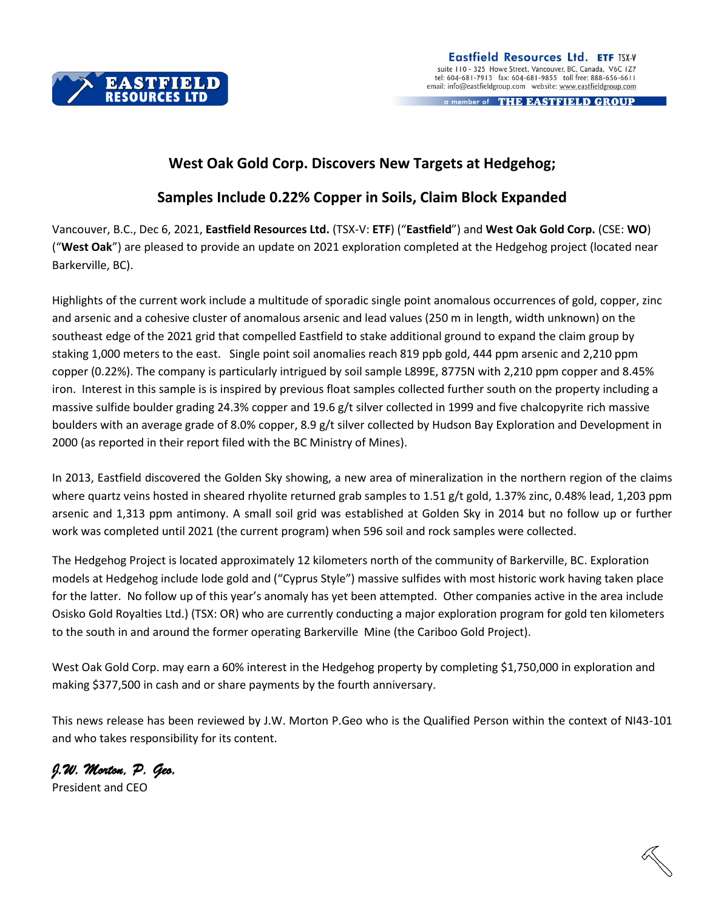**Eastfield Resources Ltd.** **ETF** TSX-V
suite 110 - 325 Howe Street, Vancouver, BC, Canada, V6C 1Z7
tel: 604-681-7913 fax: 604-681-9855 toll free: 888-656-6611
email: info@eastfieldgroup.com website: www.eastfieldgroup.com

a member of **THE EASTFIELD GROUP**

## West Oak Gold Corp. Discovers New Targets at Hedgehog;

## Samples Include 0.22% Copper in Soils, Claim Block Expanded

Vancouver, B.C., Dec 6, 2021, **Eastfield Resources Ltd.** (TSX-V: **ETF**) ("**Eastfield**") and **West Oak Gold Corp.** (CSE: **WO**) ("**West Oak**") are pleased to provide an update on 2021 exploration completed at the Hedgehog project (located near Barkerville, BC).

Highlights of the current work include a multitude of sporadic single point anomalous occurrences of gold, copper, zinc and arsenic and a cohesive cluster of anomalous arsenic and lead values (250 m in length, width unknown) on the southeast edge of the 2021 grid that compelled Eastfield to stake additional ground to expand the claim group by staking 1,000 meters to the east. Single point soil anomalies reach 819 ppb gold, 444 ppm arsenic and 2,210 ppm copper (0.22%). The company is particularly intrigued by soil sample L899E, 8775N with 2,210 ppm copper and 8.45% iron. Interest in this sample is is inspired by previous float samples collected further south on the property including a massive sulfide boulder grading 24.3% copper and 19.6 g/t silver collected in 1999 and five chalcopyrite rich massive boulders with an average grade of 8.0% copper, 8.9 g/t silver collected by Hudson Bay Exploration and Development in 2000 (as reported in their report filed with the BC Ministry of Mines).

In 2013, Eastfield discovered the Golden Sky showing, a new area of mineralization in the northern region of the claims where quartz veins hosted in sheared rhyolite returned grab samples to 1.51 g/t gold, 1.37% zinc, 0.48% lead, 1,203 ppm arsenic and 1,313 ppm antimony. A small soil grid was established at Golden Sky in 2014 but no follow up or further work was completed until 2021 (the current program) when 596 soil and rock samples were collected.

The Hedgehog Project is located approximately 12 kilometers north of the community of Barkerville, BC. Exploration models at Hedgehog include lode gold and ("Cyprus Style") massive sulfides with most historic work having taken place for the latter. No follow up of this year's anomaly has yet been attempted. Other companies active in the area include Osisko Gold Royalties Ltd.) (TSX: OR) who are currently conducting a major exploration program for gold ten kilometers to the south in and around the former operating Barkerville Mine (the Cariboo Gold Project).

West Oak Gold Corp. may earn a 60% interest in the Hedgehog property by completing $1,750,000 in exploration and making $377,500 in cash and or share payments by the fourth anniversary.

This news release has been reviewed by J.W. Morton P.Geo who is the Qualified Person within the context of NI43-101 and who takes responsibility for its content.

*J.W. Morton, P. Geo.*
President and CEO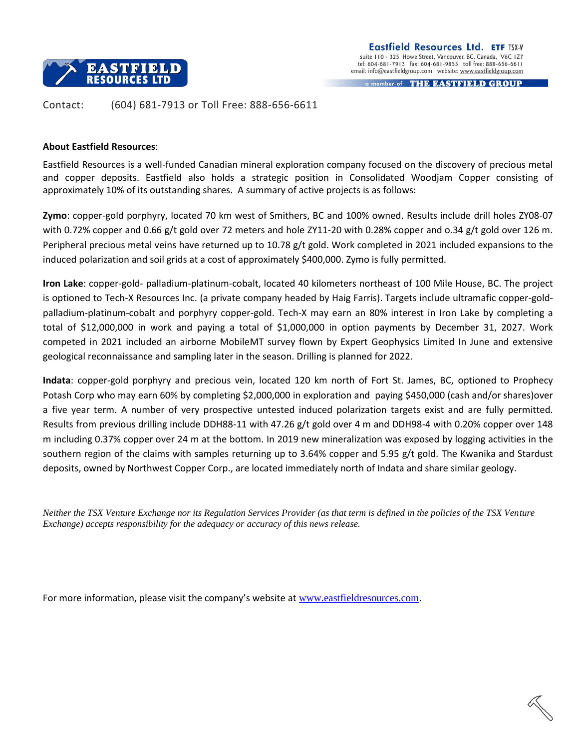Contact: (604) 681-7913 or Toll Free: 888-656-6611

**About Eastfield Resources**:

Eastfield Resources is a well-funded Canadian mineral exploration company focused on the discovery of precious metal and copper deposits. Eastfield also holds a strategic position in Consolidated Woodjam Copper consisting of approximately 10% of its outstanding shares. A summary of active projects is as follows:

**Zymo**: copper-gold porphyry, located 70 km west of Smithers, BC and 100% owned. Results include drill holes ZY08-07 with 0.72% copper and 0.66 g/t gold over 72 meters and hole ZY11-20 with 0.28% copper and o.34 g/t gold over 126 m. Peripheral precious metal veins have returned up to 10.78 g/t gold. Work completed in 2021 included expansions to the induced polarization and soil grids at a cost of approximately $400,000. Zymo is fully permitted.

**Iron Lake**: copper-gold- palladium-platinum-cobalt, located 40 kilometers northeast of 100 Mile House, BC. The project is optioned to Tech-X Resources Inc. (a private company headed by Haig Farris). Targets include ultramafic copper-gold-palladium-platinum-cobalt and porphyry copper-gold. Tech-X may earn an 80% interest in Iron Lake by completing a total of $12,000,000 in work and paying a total of $1,000,000 in option payments by December 31, 2027. Work competed in 2021 included an airborne MobileMT survey flown by Expert Geophysics Limited In June and extensive geological reconnaissance and sampling later in the season. Drilling is planned for 2022.

**Indata**: copper-gold porphyry and precious vein, located 120 km north of Fort St. James, BC, optioned to Prophecy Potash Corp who may earn 60% by completing $2,000,000 in exploration and paying $450,000 (cash and/or shares)over a five year term. A number of very prospective untested induced polarization targets exist and are fully permitted. Results from previous drilling include DDH88-11 with 47.26 g/t gold over 4 m and DDH98-4 with 0.20% copper over 148 m including 0.37% copper over 24 m at the bottom. In 2019 new mineralization was exposed by logging activities in the southern region of the claims with samples returning up to 3.64% copper and 5.95 g/t gold. The Kwanika and Stardust deposits, owned by Northwest Copper Corp., are located immediately north of Indata and share similar geology.

*Neither the TSX Venture Exchange nor its Regulation Services Provider (as that term is defined in the policies of the TSX Venture Exchange) accepts responsibility for the adequacy or accuracy of this news release.*

For more information, please visit the company's website at www.eastfieldresources.com.